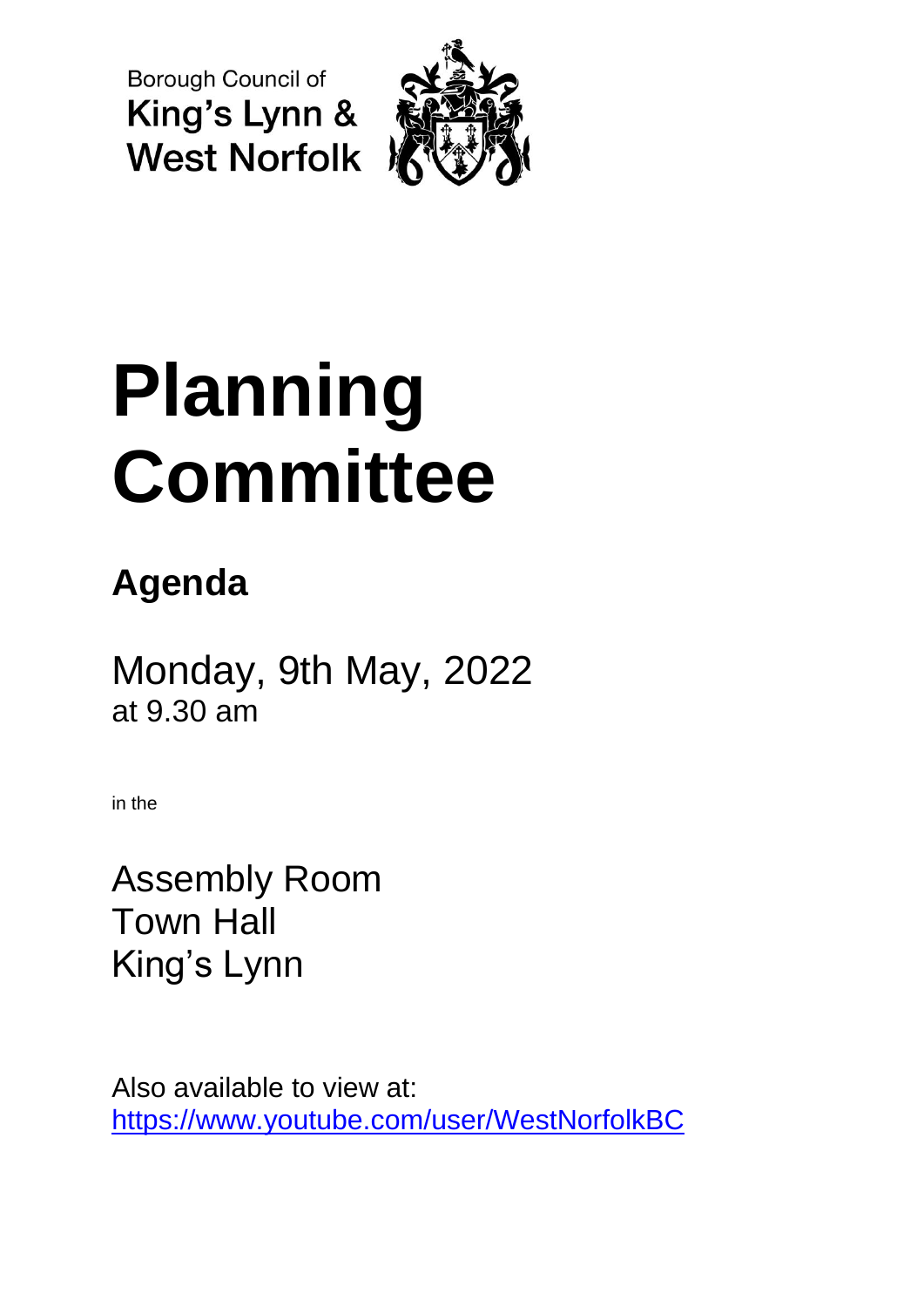Borough Council of
King's Lynn &
West Norfolk

# Planning Committee

## Agenda

Monday, 9th May, 2022
at 9.30 am

in the

Assembly Room
Town Hall
King's Lynn

Also available to view at:
https://www.youtube.com/user/WestNorfolkBC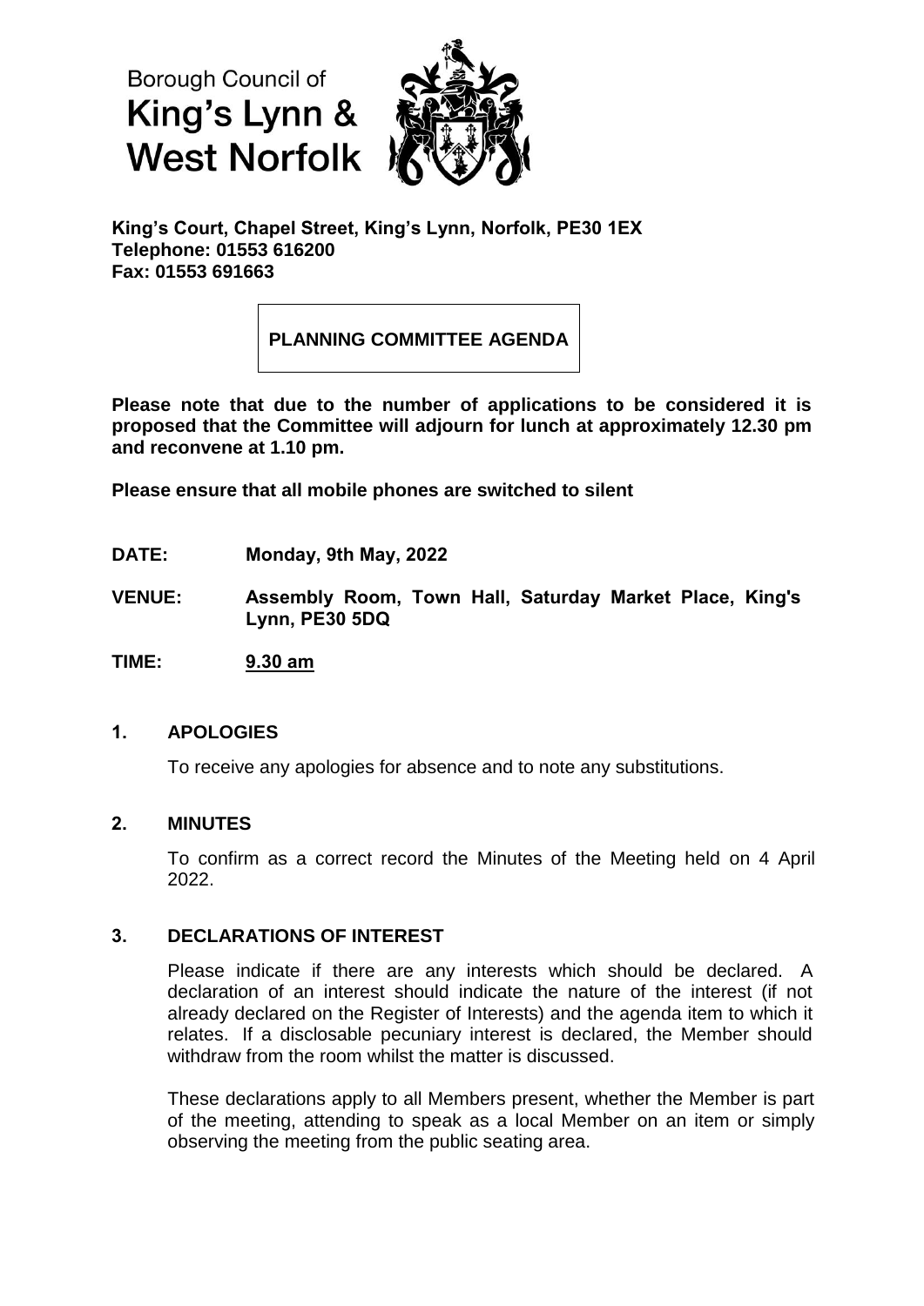Borough Council of
King's Lynn &
West Norfolk

**King's Court, Chapel Street, King's Lynn, Norfolk, PE30 1EX**
**Telephone: 01553 616200**
**Fax: 01553 691663**

# PLANNING COMMITTEE AGENDA

**Please note that due to the number of applications to be considered it is proposed that the Committee will adjourn for lunch at approximately 12.30 pm and reconvene at 1.10 pm.**

**Please ensure that all mobile phones are switched to silent**

**DATE:** **Monday, 9th May, 2022**

**VENUE:** **Assembly Room, Town Hall, Saturday Market Place, King's Lynn, PE30 5DQ**

**TIME:** **9.30 am**

## 1. APOLOGIES

To receive any apologies for absence and to note any substitutions.

## 2. MINUTES

To confirm as a correct record the Minutes of the Meeting held on 4 April 2022.

## 3. DECLARATIONS OF INTEREST

Please indicate if there are any interests which should be declared. A declaration of an interest should indicate the nature of the interest (if not already declared on the Register of Interests) and the agenda item to which it relates. If a disclosable pecuniary interest is declared, the Member should withdraw from the room whilst the matter is discussed.

These declarations apply to all Members present, whether the Member is part of the meeting, attending to speak as a local Member on an item or simply observing the meeting from the public seating area.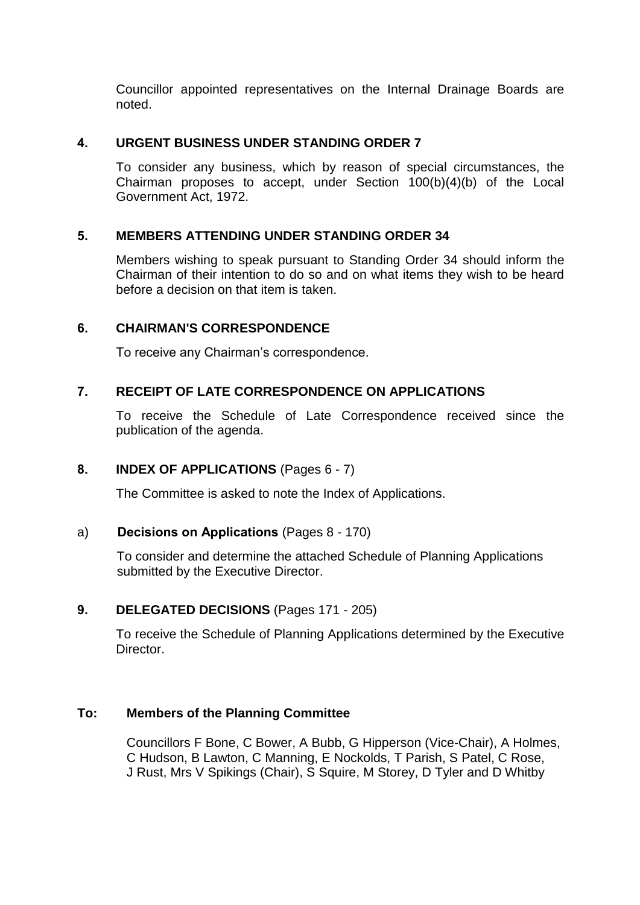Councillor appointed representatives on the Internal Drainage Boards are noted.

## 4. URGENT BUSINESS UNDER STANDING ORDER 7

To consider any business, which by reason of special circumstances, the Chairman proposes to accept, under Section 100(b)(4)(b) of the Local Government Act, 1972.

## 5. MEMBERS ATTENDING UNDER STANDING ORDER 34

Members wishing to speak pursuant to Standing Order 34 should inform the Chairman of their intention to do so and on what items they wish to be heard before a decision on that item is taken.

## 6. CHAIRMAN'S CORRESPONDENCE

To receive any Chairman's correspondence.

## 7. RECEIPT OF LATE CORRESPONDENCE ON APPLICATIONS

To receive the Schedule of Late Correspondence received since the publication of the agenda.

## 8. INDEX OF APPLICATIONS (Pages 6 - 7)

The Committee is asked to note the Index of Applications.

### a) Decisions on Applications (Pages 8 - 170)

To consider and determine the attached Schedule of Planning Applications submitted by the Executive Director.

## 9. DELEGATED DECISIONS (Pages 171 - 205)

To receive the Schedule of Planning Applications determined by the Executive Director.

**To: Members of the Planning Committee**

Councillors F Bone, C Bower, A Bubb, G Hipperson (Vice-Chair), A Holmes, C Hudson, B Lawton, C Manning, E Nockolds, T Parish, S Patel, C Rose, J Rust, Mrs V Spikings (Chair), S Squire, M Storey, D Tyler and D Whitby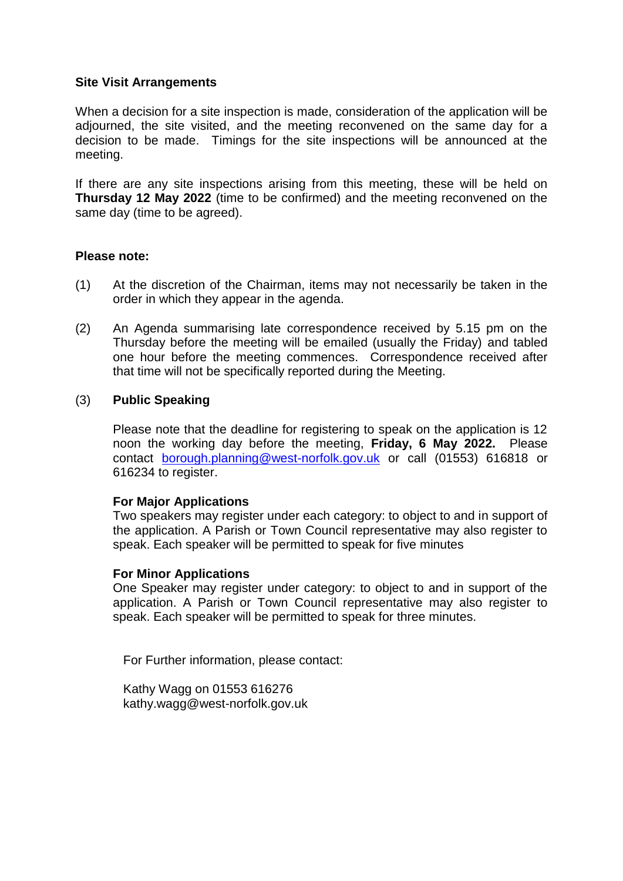**Site Visit Arrangements**

When a decision for a site inspection is made, consideration of the application will be adjourned, the site visited, and the meeting reconvened on the same day for a decision to be made. Timings for the site inspections will be announced at the meeting.

If there are any site inspections arising from this meeting, these will be held on **Thursday 12 May 2022** (time to be confirmed) and the meeting reconvened on the same day (time to be agreed).

**Please note:**

(1) At the discretion of the Chairman, items may not necessarily be taken in the order in which they appear in the agenda.

(2) An Agenda summarising late correspondence received by 5.15 pm on the Thursday before the meeting will be emailed (usually the Friday) and tabled one hour before the meeting commences. Correspondence received after that time will not be specifically reported during the Meeting.

(3) **Public Speaking**

Please note that the deadline for registering to speak on the application is 12 noon the working day before the meeting, **Friday, 6 May 2022.** Please contact borough.planning@west-norfolk.gov.uk or call (01553) 616818 or 616234 to register.

**For Major Applications**
Two speakers may register under each category: to object to and in support of the application. A Parish or Town Council representative may also register to speak. Each speaker will be permitted to speak for five minutes

**For Minor Applications**
One Speaker may register under category: to object to and in support of the application. A Parish or Town Council representative may also register to speak. Each speaker will be permitted to speak for three minutes.

For Further information, please contact:

Kathy Wagg on 01553 616276
kathy.wagg@west-norfolk.gov.uk